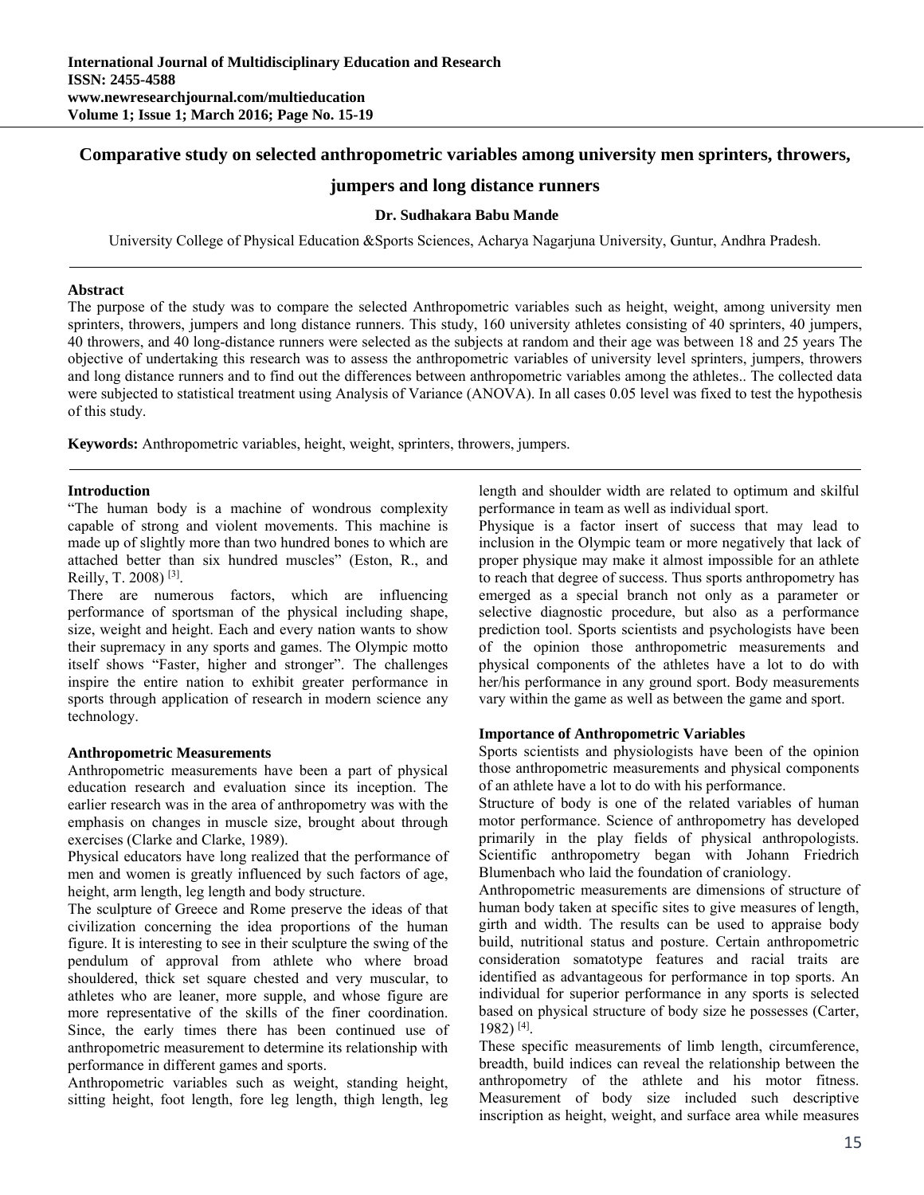# Comparative study on selected anthropometric variables among university men sprinters, throwers, jumpers and long distance runners

**Dr. Sudhakara Babu Mande**

University College of Physical Education &Sports Sciences, Acharya Nagarjuna University, Guntur, Andhra Pradesh.

**Abstract**

The purpose of the study was to compare the selected Anthropometric variables such as height, weight, among university men sprinters, throwers, jumpers and long distance runners. This study, 160 university athletes consisting of 40 sprinters, 40 jumpers, 40 throwers, and 40 long-distance runners were selected as the subjects at random and their age was between 18 and 25 years The objective of undertaking this research was to assess the anthropometric variables of university level sprinters, jumpers, throwers and long distance runners and to find out the differences between anthropometric variables among the athletes.. The collected data were subjected to statistical treatment using Analysis of Variance (ANOVA). In all cases 0.05 level was fixed to test the hypothesis of this study.

**Keywords:** Anthropometric variables, height, weight, sprinters, throwers, jumpers.

## Introduction

"The human body is a machine of wondrous complexity capable of strong and violent movements. This machine is made up of slightly more than two hundred bones to which are attached better than six hundred muscles" (Eston, R., and Reilly, T. 2008) [3].

There are numerous factors, which are influencing performance of sportsman of the physical including shape, size, weight and height. Each and every nation wants to show their supremacy in any sports and games. The Olympic motto itself shows "Faster, higher and stronger". The challenges inspire the entire nation to exhibit greater performance in sports through application of research in modern science any technology.

### Anthropometric Measurements

Anthropometric measurements have been a part of physical education research and evaluation since its inception. The earlier research was in the area of anthropometry was with the emphasis on changes in muscle size, brought about through exercises (Clarke and Clarke, 1989).

Physical educators have long realized that the performance of men and women is greatly influenced by such factors of age, height, arm length, leg length and body structure.

The sculpture of Greece and Rome preserve the ideas of that civilization concerning the idea proportions of the human figure. It is interesting to see in their sculpture the swing of the pendulum of approval from athlete who where broad shouldered, thick set square chested and very muscular, to athletes who are leaner, more supple, and whose figure are more representative of the skills of the finer coordination. Since, the early times there has been continued use of anthropometric measurement to determine its relationship with performance in different games and sports.

Anthropometric variables such as weight, standing height, sitting height, foot length, fore leg length, thigh length, leg length and shoulder width are related to optimum and skilful performance in team as well as individual sport.

Physique is a factor insert of success that may lead to inclusion in the Olympic team or more negatively that lack of proper physique may make it almost impossible for an athlete to reach that degree of success. Thus sports anthropometry has emerged as a special branch not only as a parameter or selective diagnostic procedure, but also as a performance prediction tool. Sports scientists and psychologists have been of the opinion those anthropometric measurements and physical components of the athletes have a lot to do with her/his performance in any ground sport. Body measurements vary within the game as well as between the game and sport.

### Importance of Anthropometric Variables

Sports scientists and physiologists have been of the opinion those anthropometric measurements and physical components of an athlete have a lot to do with his performance.

Structure of body is one of the related variables of human motor performance. Science of anthropometry has developed primarily in the play fields of physical anthropologists. Scientific anthropometry began with Johann Friedrich Blumenbach who laid the foundation of craniology.

Anthropometric measurements are dimensions of structure of human body taken at specific sites to give measures of length, girth and width. The results can be used to appraise body build, nutritional status and posture. Certain anthropometric consideration somatotype features and racial traits are identified as advantageous for performance in top sports. An individual for superior performance in any sports is selected based on physical structure of body size he possesses (Carter, 1982) [4].

These specific measurements of limb length, circumference, breadth, build indices can reveal the relationship between the anthropometry of the athlete and his motor fitness. Measurement of body size included such descriptive inscription as height, weight, and surface area while measures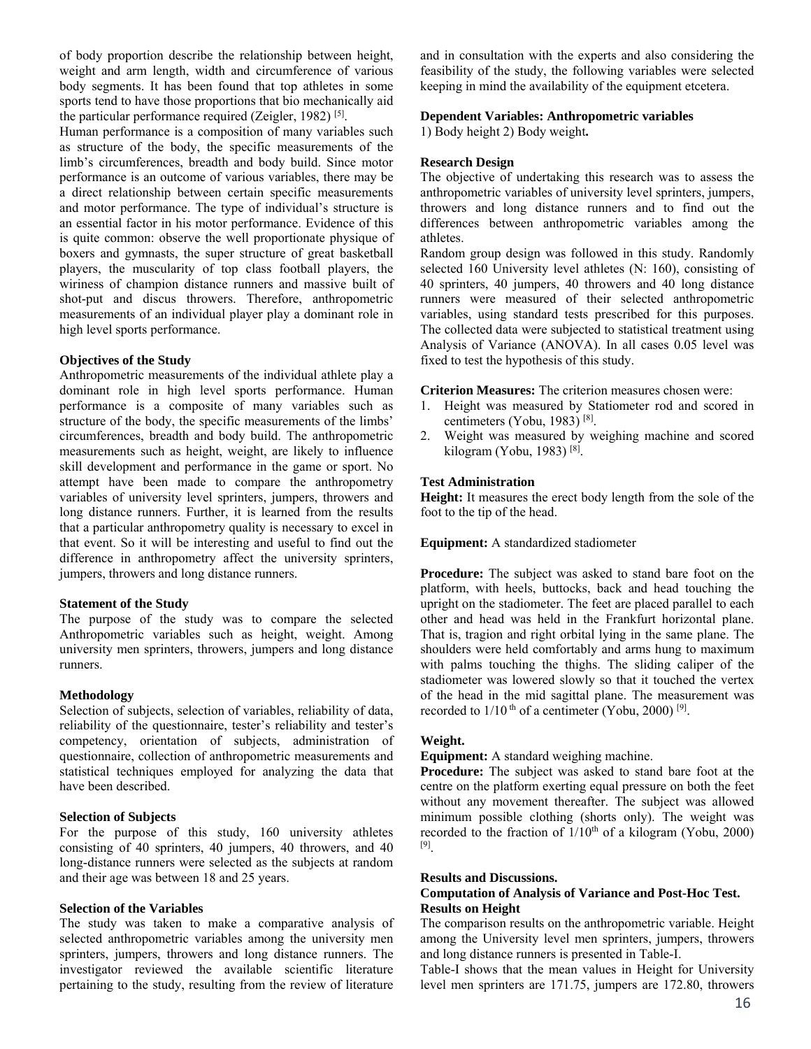of body proportion describe the relationship between height, weight and arm length, width and circumference of various body segments. It has been found that top athletes in some sports tend to have those proportions that bio mechanically aid the particular performance required (Zeigler, 1982) [5].

Human performance is a composition of many variables such as structure of the body, the specific measurements of the limb's circumferences, breadth and body build. Since motor performance is an outcome of various variables, there may be a direct relationship between certain specific measurements and motor performance. The type of individual's structure is an essential factor in his motor performance. Evidence of this is quite common: observe the well proportionate physique of boxers and gymnasts, the super structure of great basketball players, the muscularity of top class football players, the wiriness of champion distance runners and massive built of shot-put and discus throwers. Therefore, anthropometric measurements of an individual player play a dominant role in high level sports performance.

**Objectives of the Study**

Anthropometric measurements of the individual athlete play a dominant role in high level sports performance. Human performance is a composite of many variables such as structure of the body, the specific measurements of the limbs' circumferences, breadth and body build. The anthropometric measurements such as height, weight, are likely to influence skill development and performance in the game or sport. No attempt have been made to compare the anthropometry variables of university level sprinters, jumpers, throwers and long distance runners. Further, it is learned from the results that a particular anthropometry quality is necessary to excel in that event. So it will be interesting and useful to find out the difference in anthropometry affect the university sprinters, jumpers, throwers and long distance runners.

**Statement of the Study**

The purpose of the study was to compare the selected Anthropometric variables such as height, weight. Among university men sprinters, throwers, jumpers and long distance runners.

**Methodology**

Selection of subjects, selection of variables, reliability of data, reliability of the questionnaire, tester's reliability and tester's competency, orientation of subjects, administration of questionnaire, collection of anthropometric measurements and statistical techniques employed for analyzing the data that have been described.

**Selection of Subjects**

For the purpose of this study, 160 university athletes consisting of 40 sprinters, 40 jumpers, 40 throwers, and 40 long-distance runners were selected as the subjects at random and their age was between 18 and 25 years.

**Selection of the Variables**

The study was taken to make a comparative analysis of selected anthropometric variables among the university men sprinters, jumpers, throwers and long distance runners. The investigator reviewed the available scientific literature pertaining to the study, resulting from the review of literature and in consultation with the experts and also considering the feasibility of the study, the following variables were selected keeping in mind the availability of the equipment etcetera.

**Dependent Variables: Anthropometric variables**

1) Body height 2) Body weight**.**

**Research Design**

The objective of undertaking this research was to assess the anthropometric variables of university level sprinters, jumpers, throwers and long distance runners and to find out the differences between anthropometric variables among the athletes.

Random group design was followed in this study. Randomly selected 160 University level athletes (N: 160), consisting of 40 sprinters, 40 jumpers, 40 throwers and 40 long distance runners were measured of their selected anthropometric variables, using standard tests prescribed for this purposes. The collected data were subjected to statistical treatment using Analysis of Variance (ANOVA). In all cases 0.05 level was fixed to test the hypothesis of this study.

**Criterion Measures:** The criterion measures chosen were:

1. Height was measured by Statiometer rod and scored in centimeters (Yobu, 1983) [8].
2. Weight was measured by weighing machine and scored kilogram (Yobu, 1983) [8].

**Test Administration**

**Height:** It measures the erect body length from the sole of the foot to the tip of the head.

**Equipment:** A standardized stadiometer

**Procedure:** The subject was asked to stand bare foot on the platform, with heels, buttocks, back and head touching the upright on the stadiometer. The feet are placed parallel to each other and head was held in the Frankfurt horizontal plane. That is, tragion and right orbital lying in the same plane. The shoulders were held comfortably and arms hung to maximum with palms touching the thighs. The sliding caliper of the stadiometer was lowered slowly so that it touched the vertex of the head in the mid sagittal plane. The measurement was recorded to $1/10^{th}$ of a centimeter (Yobu, 2000) [9].

**Weight.**

**Equipment:** A standard weighing machine.

**Procedure:** The subject was asked to stand bare foot at the centre on the platform exerting equal pressure on both the feet without any movement thereafter. The subject was allowed minimum possible clothing (shorts only). The weight was recorded to the fraction of $1/10^{th}$ of a kilogram (Yobu, 2000) [9].

**Results and Discussions.**

**Computation of Analysis of Variance and Post-Hoc Test.**

**Results on Height**

The comparison results on the anthropometric variable. Height among the University level men sprinters, jumpers, throwers and long distance runners is presented in Table-I.

Table-I shows that the mean values in Height for University level men sprinters are 171.75, jumpers are 172.80, throwers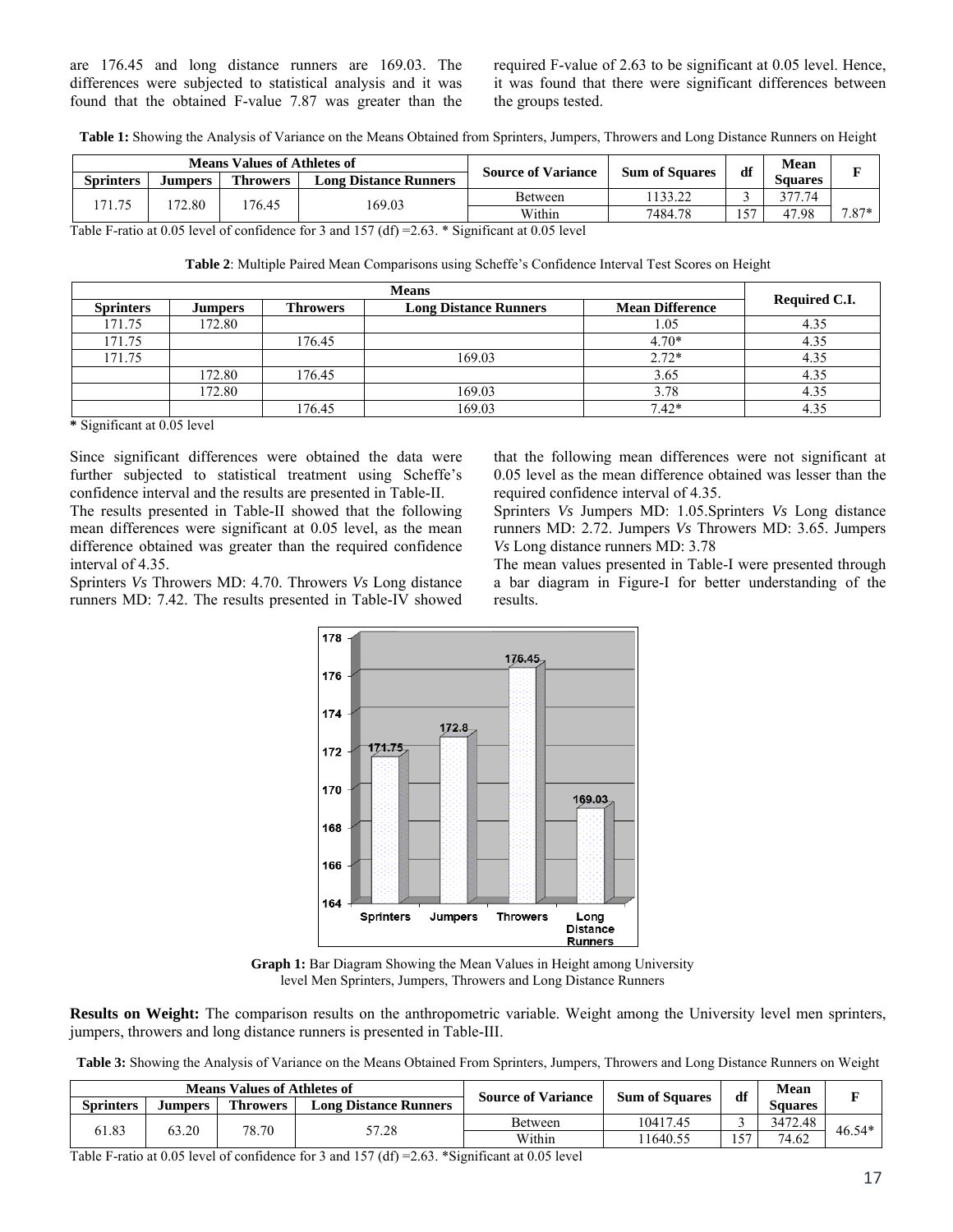are 176.45 and long distance runners are 169.03. The differences were subjected to statistical analysis and it was found that the obtained F-value 7.87 was greater than the required F-value of 2.63 to be significant at 0.05 level. Hence, it was found that there were significant differences between the groups tested.

**Table 1:** Showing the Analysis of Variance on the Means Obtained from Sprinters, Jumpers, Throwers and Long Distance Runners on Height

| Means Values of Athletes of | | | | Source of Variance | Sum of Squares | df | Mean Squares | F |
|---|---|---|---|---|---|---|---|---|
| **Sprinters** | **Jumpers** | **Throwers** | **Long Distance Runners** | | | | | |
| 171.75 | 172.80 | 176.45 | 169.03 | Between | 1133.22 | 3 | 377.74 | 7.87* |
| | | | | Within | 7484.78 | 157 | 47.98 | |

Table F-ratio at 0.05 level of confidence for 3 and 157 (df) =2.63. * Significant at 0.05 level

**Table 2**: Multiple Paired Mean Comparisons using Scheffe's Confidence Interval Test Scores on Height

| Means | | | | | Required C.I. |
|---|---|---|---|---|---|
| **Sprinters** | **Jumpers** | **Throwers** | **Long Distance Runners** | **Mean Difference** | |
| 171.75 | 172.80 | | | 1.05 | 4.35 |
| 171.75 | | 176.45 | | 4.70* | 4.35 |
| 171.75 | | | 169.03 | 2.72* | 4.35 |
| | 172.80 | 176.45 | | 3.65 | 4.35 |
| | 172.80 | | 169.03 | 3.78 | 4.35 |
| | | 176.45 | 169.03 | 7.42* | 4.35 |

**\*** Significant at 0.05 level

Since significant differences were obtained the data were further subjected to statistical treatment using Scheffe's confidence interval and the results are presented in Table-II.

The results presented in Table-II showed that the following mean differences were significant at 0.05 level, as the mean difference obtained was greater than the required confidence interval of 4.35.

Sprinters *Vs* Throwers MD: 4.70. Throwers *Vs* Long distance runners MD: 7.42. The results presented in Table-IV showed that the following mean differences were not significant at 0.05 level as the mean difference obtained was lesser than the required confidence interval of 4.35.

Sprinters *Vs* Jumpers MD: 1.05.Sprinters *Vs* Long distance runners MD: 2.72. Jumpers *Vs* Throwers MD: 3.65. Jumpers *Vs* Long distance runners MD: 3.78

The mean values presented in Table-I were presented through a bar diagram in Figure-I for better understanding of the results.

**Graph 1:** Bar Diagram Showing the Mean Values in Height among University level Men Sprinters, Jumpers, Throwers and Long Distance Runners

**Results on Weight:** The comparison results on the anthropometric variable. Weight among the University level men sprinters, jumpers, throwers and long distance runners is presented in Table-III.

**Table 3:** Showing the Analysis of Variance on the Means Obtained From Sprinters, Jumpers, Throwers and Long Distance Runners on Weight

| Means Values of Athletes of | | | | Source of Variance | Sum of Squares | df | Mean Squares | F |
|---|---|---|---|---|---|---|---|---|
| **Sprinters** | **Jumpers** | **Throwers** | **Long Distance Runners** | | | | | |
| 61.83 | 63.20 | 78.70 | 57.28 | Between | 10417.45 | 3 | 3472.48 | 46.54* |
| | | | | Within | 11640.55 | 157 | 74.62 | |

Table F-ratio at 0.05 level of confidence for 3 and 157 (df) =2.63. *Significant at 0.05 level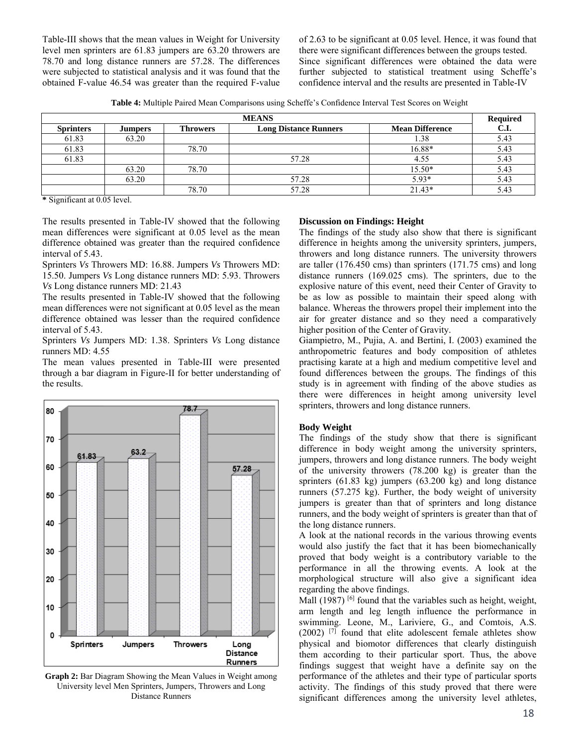Table-III shows that the mean values in Weight for University level men sprinters are 61.83 jumpers are 63.20 throwers are 78.70 and long distance runners are 57.28. The differences were subjected to statistical analysis and it was found that the obtained F-value 46.54 was greater than the required F-value of 2.63 to be significant at 0.05 level. Hence, it was found that there were significant differences between the groups tested.

Since significant differences were obtained the data were further subjected to statistical treatment using Scheffe's confidence interval and the results are presented in Table-IV

**Table 4:** Multiple Paired Mean Comparisons using Scheffe's Confidence Interval Test Scores on Weight

| MEANS | | | | | Required C.I. |
|---|---|---|---|---|---|
| **Sprinters** | **Jumpers** | **Throwers** | **Long Distance Runners** | **Mean Difference** | |
| 61.83 | 63.20 | | | 1.38 | 5.43 |
| 61.83 | | 78.70 | | 16.88* | 5.43 |
| 61.83 | | | 57.28 | 4.55 | 5.43 |
| | 63.20 | 78.70 | | 15.50* | 5.43 |
| | 63.20 | | 57.28 | 5.93* | 5.43 |
| | | 78.70 | 57.28 | 21.43* | 5.43 |

**\*** Significant at 0.05 level.

The results presented in Table-IV showed that the following mean differences were significant at 0.05 level as the mean difference obtained was greater than the required confidence interval of 5.43.

Sprinters *Vs* Throwers MD: 16.88. Jumpers *Vs* Throwers MD: 15.50. Jumpers *Vs* Long distance runners MD: 5.93. Throwers *Vs* Long distance runners MD: 21.43

The results presented in Table-IV showed that the following mean differences were not significant at 0.05 level as the mean difference obtained was lesser than the required confidence interval of 5.43.

Sprinters *Vs* Jumpers MD: 1.38. Sprinters *Vs* Long distance runners MD: 4.55

The mean values presented in Table-III were presented through a bar diagram in Figure-II for better understanding of the results.

**Graph 2:** Bar Diagram Showing the Mean Values in Weight among University level Men Sprinters, Jumpers, Throwers and Long Distance Runners

### Discussion on Findings: Height

The findings of the study also show that there is significant difference in heights among the university sprinters, jumpers, throwers and long distance runners. The university throwers are taller (176.450 cms) than sprinters (171.75 cms) and long distance runners (169.025 cms). The sprinters, due to the explosive nature of this event, need their Center of Gravity to be as low as possible to maintain their speed along with balance. Whereas the throwers propel their implement into the air for greater distance and so they need a comparatively higher position of the Center of Gravity.

Giampietro, M., Pujia, A. and Bertini, I. (2003) examined the anthropometric features and body composition of athletes practising karate at a high and medium competitive level and found differences between the groups. The findings of this study is in agreement with finding of the above studies as there were differences in height among university level sprinters, throwers and long distance runners.

### Body Weight

The findings of the study show that there is significant difference in body weight among the university sprinters, jumpers, throwers and long distance runners. The body weight of the university throwers (78.200 kg) is greater than the sprinters (61.83 kg) jumpers (63.200 kg) and long distance runners (57.275 kg). Further, the body weight of university jumpers is greater than that of sprinters and long distance runners, and the body weight of sprinters is greater than that of the long distance runners.

A look at the national records in the various throwing events would also justify the fact that it has been biomechanically proved that body weight is a contributory variable to the performance in all the throwing events. A look at the morphological structure will also give a significant idea regarding the above findings.

Mall (1987) [6] found that the variables such as height, weight, arm length and leg length influence the performance in swimming. Leone, M., Lariviere, G., and Comtois, A.S. (2002) [7] found that elite adolescent female athletes show physical and biomotor differences that clearly distinguish them according to their particular sport. Thus, the above findings suggest that weight have a definite say on the performance of the athletes and their type of particular sports activity. The findings of this study proved that there were significant differences among the university level athletes,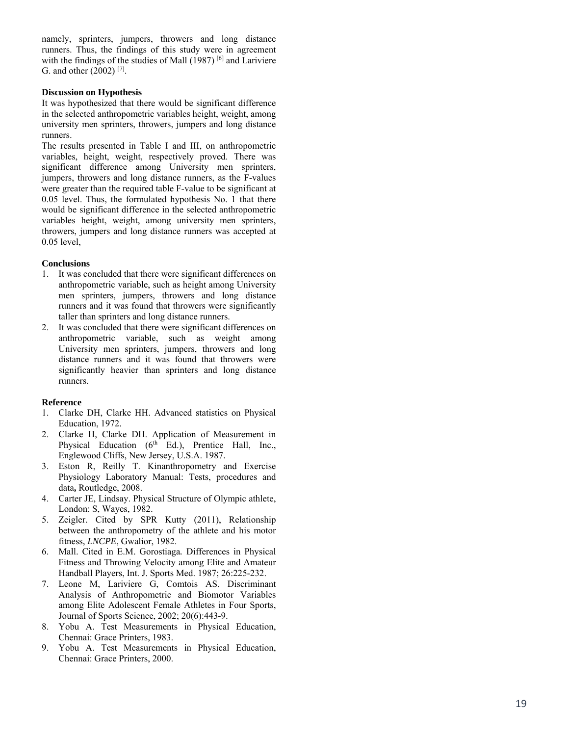namely, sprinters, jumpers, throwers and long distance runners. Thus, the findings of this study were in agreement with the findings of the studies of Mall (1987) [6] and Lariviere G. and other (2002) [7].

### Discussion on Hypothesis

It was hypothesized that there would be significant difference in the selected anthropometric variables height, weight, among university men sprinters, throwers, jumpers and long distance runners.

The results presented in Table I and III, on anthropometric variables, height, weight, respectively proved. There was significant difference among University men sprinters, jumpers, throwers and long distance runners, as the F-values were greater than the required table F-value to be significant at 0.05 level. Thus, the formulated hypothesis No. 1 that there would be significant difference in the selected anthropometric variables height, weight, among university men sprinters, throwers, jumpers and long distance runners was accepted at 0.05 level,

### Conclusions

1. It was concluded that there were significant differences on anthropometric variable, such as height among University men sprinters, jumpers, throwers and long distance runners and it was found that throwers were significantly taller than sprinters and long distance runners.
2. It was concluded that there were significant differences on anthropometric variable, such as weight among University men sprinters, jumpers, throwers and long distance runners and it was found that throwers were significantly heavier than sprinters and long distance runners.

### Reference

1. Clarke DH, Clarke HH. Advanced statistics on Physical Education, 1972.
2. Clarke H, Clarke DH. Application of Measurement in Physical Education (6th Ed.), Prentice Hall, Inc., Englewood Cliffs, New Jersey, U.S.A. 1987.
3. Eston R, Reilly T. Kinanthropometry and Exercise Physiology Laboratory Manual: Tests, procedures and data**,** Routledge, 2008.
4. Carter JE, Lindsay. Physical Structure of Olympic athlete, London: S, Wayes, 1982.
5. Zeigler. Cited by SPR Kutty (2011), Relationship between the anthropometry of the athlete and his motor fitness, *LNCPE*, Gwalior, 1982.
6. Mall. Cited in E.M. Gorostiaga*.* Differences in Physical Fitness and Throwing Velocity among Elite and Amateur Handball Players, Int. J. Sports Med. 1987; 26:225-232.
7. Leone M, Lariviere G, Comtois AS. Discriminant Analysis of Anthropometric and Biomotor Variables among Elite Adolescent Female Athletes in Four Sports, Journal of Sports Science, 2002; 20(6):443-9.
8. Yobu A. Test Measurements in Physical Education, Chennai: Grace Printers, 1983.
9. Yobu A. Test Measurements in Physical Education, Chennai: Grace Printers, 2000.